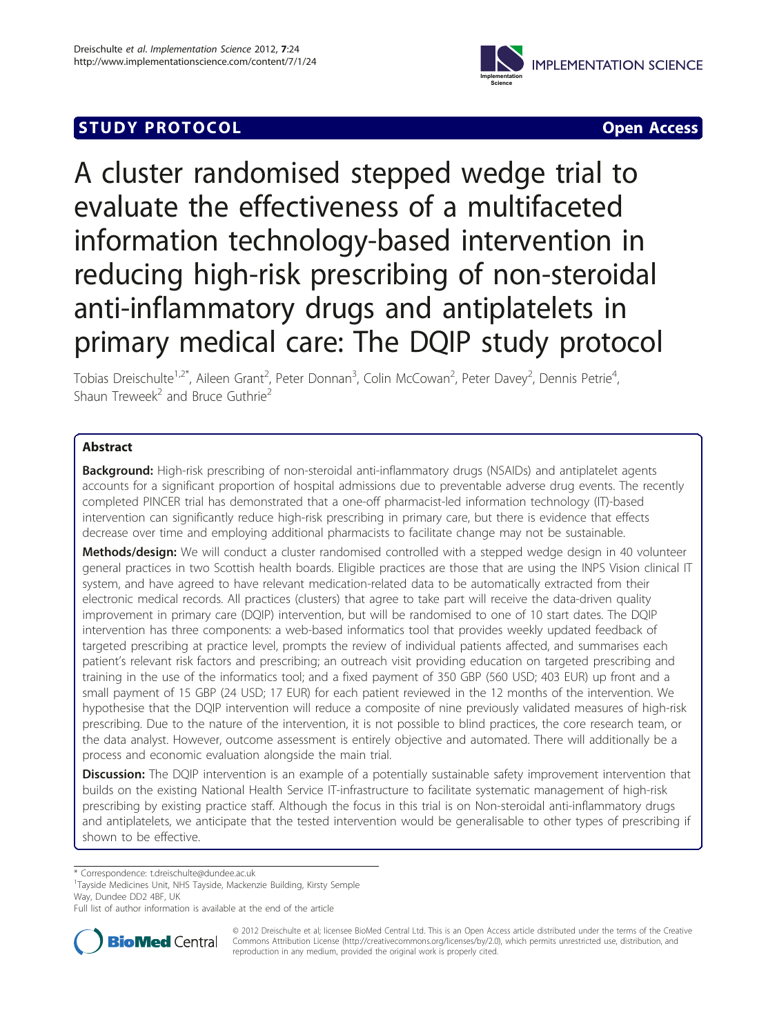**STUDY PROTOCOL** **Open Access**

# A cluster randomised stepped wedge trial to evaluate the effectiveness of a multifaceted information technology-based intervention in reducing high-risk prescribing of non-steroidal anti-inflammatory drugs and antiplatelets in primary medical care: The DQIP study protocol

Tobias Dreischulte[1,2*], Aileen Grant[2], Peter Donnan[3], Colin McCowan[2], Peter Davey[2], Dennis Petrie[4], Shaun Treweek[2] and Bruce Guthrie[2]

## Abstract

**Background:** High-risk prescribing of non-steroidal anti-inflammatory drugs (NSAIDs) and antiplatelet agents accounts for a significant proportion of hospital admissions due to preventable adverse drug events. The recently completed PINCER trial has demonstrated that a one-off pharmacist-led information technology (IT)-based intervention can significantly reduce high-risk prescribing in primary care, but there is evidence that effects decrease over time and employing additional pharmacists to facilitate change may not be sustainable.

**Methods/design:** We will conduct a cluster randomised controlled with a stepped wedge design in 40 volunteer general practices in two Scottish health boards. Eligible practices are those that are using the INPS Vision clinical IT system, and have agreed to have relevant medication-related data to be automatically extracted from their electronic medical records. All practices (clusters) that agree to take part will receive the data-driven quality improvement in primary care (DQIP) intervention, but will be randomised to one of 10 start dates. The DQIP intervention has three components: a web-based informatics tool that provides weekly updated feedback of targeted prescribing at practice level, prompts the review of individual patients affected, and summarises each patient's relevant risk factors and prescribing; an outreach visit providing education on targeted prescribing and training in the use of the informatics tool; and a fixed payment of 350 GBP (560 USD; 403 EUR) up front and a small payment of 15 GBP (24 USD; 17 EUR) for each patient reviewed in the 12 months of the intervention. We hypothesise that the DQIP intervention will reduce a composite of nine previously validated measures of high-risk prescribing. Due to the nature of the intervention, it is not possible to blind practices, the core research team, or the data analyst. However, outcome assessment is entirely objective and automated. There will additionally be a process and economic evaluation alongside the main trial.

**Discussion:** The DQIP intervention is an example of a potentially sustainable safety improvement intervention that builds on the existing National Health Service IT-infrastructure to facilitate systematic management of high-risk prescribing by existing practice staff. Although the focus in this trial is on Non-steroidal anti-inflammatory drugs and antiplatelets, we anticipate that the tested intervention would be generalisable to other types of prescribing if shown to be effective.

\* Correspondence: t.dreischulte@dundee.ac.uk

[1]Tayside Medicines Unit, NHS Tayside, Mackenzie Building, Kirsty Semple Way, Dundee DD2 4BF, UK

Full list of author information is available at the end of the article

© 2012 Dreischulte et al; licensee BioMed Central Ltd. This is an Open Access article distributed under the terms of the Creative Commons Attribution License (http://creativecommons.org/licenses/by/2.0), which permits unrestricted use, distribution, and reproduction in any medium, provided the original work is properly cited.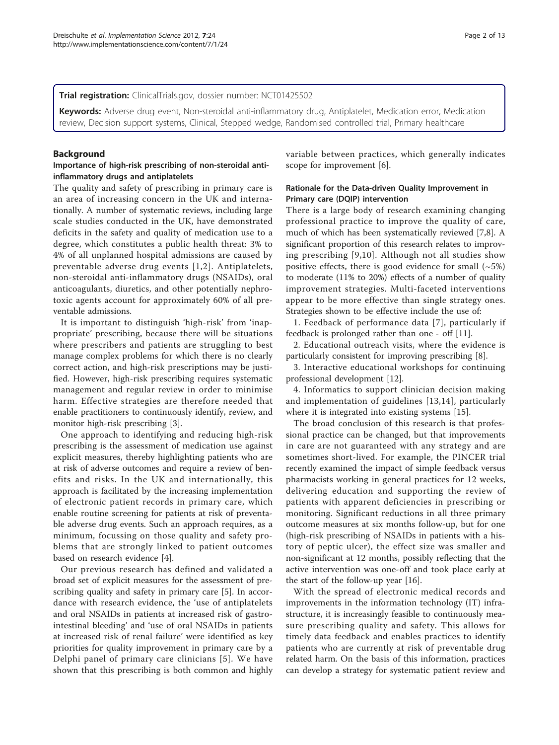**Trial registration:** ClinicalTrials.gov, dossier number: NCT01425502

**Keywords:** Adverse drug event, Non-steroidal anti-inflammatory drug, Antiplatelet, Medication error, Medication review, Decision support systems, Clinical, Stepped wedge, Randomised controlled trial, Primary healthcare

## Background

### Importance of high-risk prescribing of non-steroidal anti-inflammatory drugs and antiplatelets

The quality and safety of prescribing in primary care is an area of increasing concern in the UK and internationally. A number of systematic reviews, including large scale studies conducted in the UK, have demonstrated deficits in the safety and quality of medication use to a degree, which constitutes a public health threat: 3% to 4% of all unplanned hospital admissions are caused by preventable adverse drug events [1,2]. Antiplatelets, non-steroidal anti-inflammatory drugs (NSAIDs), oral anticoagulants, diuretics, and other potentially nephrotoxic agents account for approximately 60% of all preventable admissions.

It is important to distinguish 'high-risk' from 'inappropriate' prescribing, because there will be situations where prescribers and patients are struggling to best manage complex problems for which there is no clearly correct action, and high-risk prescriptions may be justified. However, high-risk prescribing requires systematic management and regular review in order to minimise harm. Effective strategies are therefore needed that enable practitioners to continuously identify, review, and monitor high-risk prescribing [3].

One approach to identifying and reducing high-risk prescribing is the assessment of medication use against explicit measures, thereby highlighting patients who are at risk of adverse outcomes and require a review of benefits and risks. In the UK and internationally, this approach is facilitated by the increasing implementation of electronic patient records in primary care, which enable routine screening for patients at risk of preventable adverse drug events. Such an approach requires, as a minimum, focussing on those quality and safety problems that are strongly linked to patient outcomes based on research evidence [4].

Our previous research has defined and validated a broad set of explicit measures for the assessment of prescribing quality and safety in primary care [5]. In accordance with research evidence, the 'use of antiplatelets and oral NSAIDs in patients at increased risk of gastrointestinal bleeding' and 'use of oral NSAIDs in patients at increased risk of renal failure' were identified as key priorities for quality improvement in primary care by a Delphi panel of primary care clinicians [5]. We have shown that this prescribing is both common and highly variable between practices, which generally indicates scope for improvement [6].

### Rationale for the Data-driven Quality Improvement in Primary care (DQIP) intervention

There is a large body of research examining changing professional practice to improve the quality of care, much of which has been systematically reviewed [7,8]. A significant proportion of this research relates to improving prescribing [9,10]. Although not all studies show positive effects, there is good evidence for small (~5%) to moderate (11% to 20%) effects of a number of quality improvement strategies. Multi-faceted interventions appear to be more effective than single strategy ones. Strategies shown to be effective include the use of:

1. Feedback of performance data [7], particularly if feedback is prolonged rather than one - off [11].
2. Educational outreach visits, where the evidence is particularly consistent for improving prescribing [8].
3. Interactive educational workshops for continuing professional development [12].
4. Informatics to support clinician decision making and implementation of guidelines [13,14], particularly where it is integrated into existing systems [15].

The broad conclusion of this research is that professional practice can be changed, but that improvements in care are not guaranteed with any strategy and are sometimes short-lived. For example, the PINCER trial recently examined the impact of simple feedback versus pharmacists working in general practices for 12 weeks, delivering education and supporting the review of patients with apparent deficiencies in prescribing or monitoring. Significant reductions in all three primary outcome measures at six months follow-up, but for one (high-risk prescribing of NSAIDs in patients with a history of peptic ulcer), the effect size was smaller and non-significant at 12 months, possibly reflecting that the active intervention was one-off and took place early at the start of the follow-up year [16].

With the spread of electronic medical records and improvements in the information technology (IT) infrastructure, it is increasingly feasible to continuously measure prescribing quality and safety. This allows for timely data feedback and enables practices to identify patients who are currently at risk of preventable drug related harm. On the basis of this information, practices can develop a strategy for systematic patient review and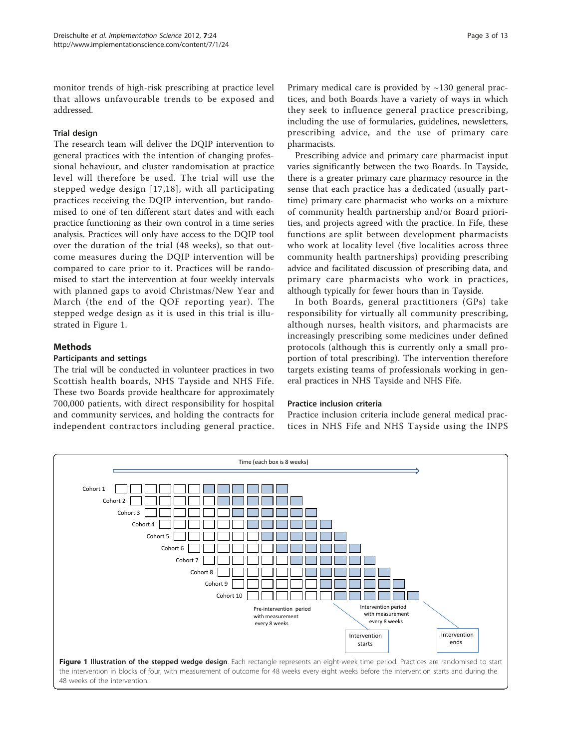monitor trends of high-risk prescribing at practice level that allows unfavourable trends to be exposed and addressed.

### Trial design

The research team will deliver the DQIP intervention to general practices with the intention of changing professional behaviour, and cluster randomisation at practice level will therefore be used. The trial will use the stepped wedge design [17,18], with all participating practices receiving the DQIP intervention, but randomised to one of ten different start dates and with each practice functioning as their own control in a time series analysis. Practices will only have access to the DQIP tool over the duration of the trial (48 weeks), so that outcome measures during the DQIP intervention will be compared to care prior to it. Practices will be randomised to start the intervention at four weekly intervals with planned gaps to avoid Christmas/New Year and March (the end of the QOF reporting year). The stepped wedge design as it is used in this trial is illustrated in Figure 1.

## Methods

### Participants and settings

The trial will be conducted in volunteer practices in two Scottish health boards, NHS Tayside and NHS Fife. These two Boards provide healthcare for approximately 700,000 patients, with direct responsibility for hospital and community services, and holding the contracts for independent contractors including general practice. Primary medical care is provided by ~130 general practices, and both Boards have a variety of ways in which they seek to influence general practice prescribing, including the use of formularies, guidelines, newsletters, prescribing advice, and the use of primary care pharmacists.

Prescribing advice and primary care pharmacist input varies significantly between the two Boards. In Tayside, there is a greater primary care pharmacy resource in the sense that each practice has a dedicated (usually part-time) primary care pharmacist who works on a mixture of community health partnership and/or Board priorities, and projects agreed with the practice. In Fife, these functions are split between development pharmacists who work at locality level (five localities across three community health partnerships) providing prescribing advice and facilitated discussion of prescribing data, and primary care pharmacists who work in practices, although typically for fewer hours than in Tayside.

In both Boards, general practitioners (GPs) take responsibility for virtually all community prescribing, although nurses, health visitors, and pharmacists are increasingly prescribing some medicines under defined protocols (although this is currently only a small proportion of total prescribing). The intervention therefore targets existing teams of professionals working in general practices in NHS Tayside and NHS Fife.

### Practice inclusion criteria

Practice inclusion criteria include general medical practices in NHS Fife and NHS Tayside using the INPS

Time (each box is 8 weeks)

Cohort 1
Cohort 2
Cohort 3
Cohort 4
Cohort 5
Cohort 6
Cohort 7
Cohort 8
Cohort 9
Cohort 10

Pre-intervention period with measurement every 8 weeks

Intervention period with measurement every 8 weeks

Intervention starts

Intervention ends

**Figure 1 Illustration of the stepped wedge design**. Each rectangle represents an eight-week time period. Practices are randomised to start the intervention in blocks of four, with measurement of outcome for 48 weeks every eight weeks before the intervention starts and during the 48 weeks of the intervention.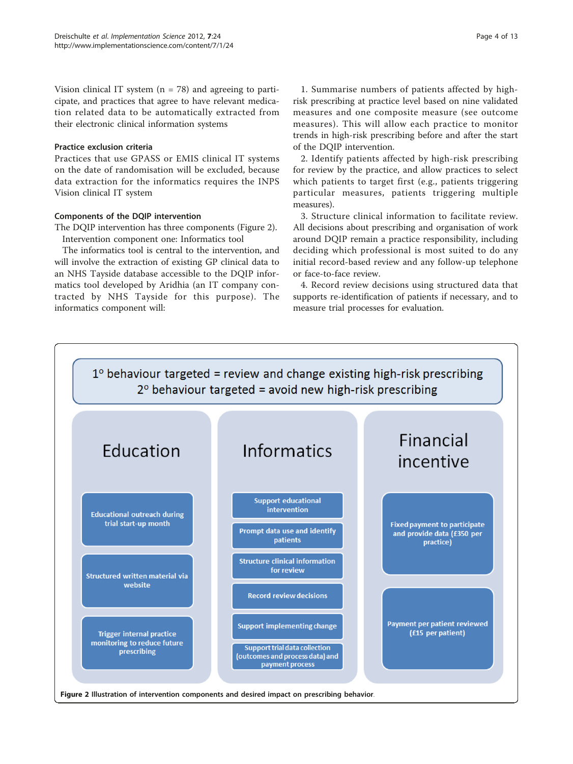Vision clinical IT system (n = 78) and agreeing to participate, and practices that agree to have relevant medication related data to be automatically extracted from their electronic clinical information systems

### Practice exclusion criteria

Practices that use GPASS or EMIS clinical IT systems on the date of randomisation will be excluded, because data extraction for the informatics requires the INPS Vision clinical IT system

### Components of the DQIP intervention

The DQIP intervention has three components (Figure 2).

Intervention component one: Informatics tool

The informatics tool is central to the intervention, and will involve the extraction of existing GP clinical data to an NHS Tayside database accessible to the DQIP informatics tool developed by Aridhia (an IT company contracted by NHS Tayside for this purpose). The informatics component will:

1. Summarise numbers of patients affected by high-risk prescribing at practice level based on nine validated measures and one composite measure (see outcome measures). This will allow each practice to monitor trends in high-risk prescribing before and after the start of the DQIP intervention.
2. Identify patients affected by high-risk prescribing for review by the practice, and allow practices to select which patients to target first (e.g., patients triggering particular measures, patients triggering multiple measures).
3. Structure clinical information to facilitate review. All decisions about prescribing and organisation of work around DQIP remain a practice responsibility, including deciding which professional is most suited to do any initial record-based review and any follow-up telephone or face-to-face review.
4. Record review decisions using structured data that supports re-identification of patients if necessary, and to measure trial processes for evaluation.

1° behaviour targeted = review and change existing high-risk prescribing
2° behaviour targeted = avoid new high-risk prescribing

| Education | Informatics | Financial incentive |
|---|---|---|
| Educational outreach during trial start-up month | Support educational intervention | Fixed payment to participate and provide data (£350 per practice) |
| Structured written material via website | Prompt data use and identify patients | Payment per patient reviewed (£15 per patient) |
| Trigger internal practice monitoring to reduce future prescribing | Structure clinical information for review | |
| | Record review decisions | |
| | Support implementing change | |
| | Support trial data collection (outcomes and process data) and payment process | |

**Figure 2** Illustration of intervention components and desired impact on prescribing behavior.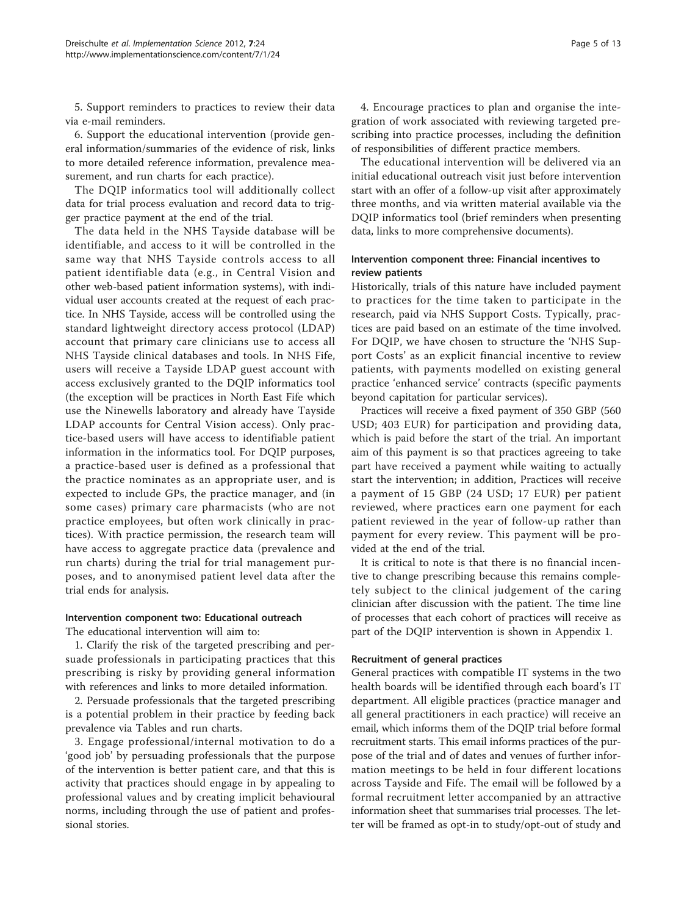5. Support reminders to practices to review their data via e-mail reminders.

6. Support the educational intervention (provide general information/summaries of the evidence of risk, links to more detailed reference information, prevalence measurement, and run charts for each practice).

The DQIP informatics tool will additionally collect data for trial process evaluation and record data to trigger practice payment at the end of the trial.

The data held in the NHS Tayside database will be identifiable, and access to it will be controlled in the same way that NHS Tayside controls access to all patient identifiable data (e.g., in Central Vision and other web-based patient information systems), with individual user accounts created at the request of each practice. In NHS Tayside, access will be controlled using the standard lightweight directory access protocol (LDAP) account that primary care clinicians use to access all NHS Tayside clinical databases and tools. In NHS Fife, users will receive a Tayside LDAP guest account with access exclusively granted to the DQIP informatics tool (the exception will be practices in North East Fife which use the Ninewells laboratory and already have Tayside LDAP accounts for Central Vision access). Only practice-based users will have access to identifiable patient information in the informatics tool. For DQIP purposes, a practice-based user is defined as a professional that the practice nominates as an appropriate user, and is expected to include GPs, the practice manager, and (in some cases) primary care pharmacists (who are not practice employees, but often work clinically in practices). With practice permission, the research team will have access to aggregate practice data (prevalence and run charts) during the trial for trial management purposes, and to anonymised patient level data after the trial ends for analysis.

#### Intervention component two: Educational outreach

The educational intervention will aim to:

1. Clarify the risk of the targeted prescribing and persuade professionals in participating practices that this prescribing is risky by providing general information with references and links to more detailed information.

2. Persuade professionals that the targeted prescribing is a potential problem in their practice by feeding back prevalence via Tables and run charts.

3. Engage professional/internal motivation to do a 'good job' by persuading professionals that the purpose of the intervention is better patient care, and that this is activity that practices should engage in by appealing to professional values and by creating implicit behavioural norms, including through the use of patient and professional stories.

4. Encourage practices to plan and organise the integration of work associated with reviewing targeted prescribing into practice processes, including the definition of responsibilities of different practice members.

The educational intervention will be delivered via an initial educational outreach visit just before intervention start with an offer of a follow-up visit after approximately three months, and via written material available via the DQIP informatics tool (brief reminders when presenting data, links to more comprehensive documents).

#### Intervention component three: Financial incentives to review patients

Historically, trials of this nature have included payment to practices for the time taken to participate in the research, paid via NHS Support Costs. Typically, practices are paid based on an estimate of the time involved. For DQIP, we have chosen to structure the 'NHS Support Costs' as an explicit financial incentive to review patients, with payments modelled on existing general practice 'enhanced service' contracts (specific payments beyond capitation for particular services).

Practices will receive a fixed payment of 350 GBP (560 USD; 403 EUR) for participation and providing data, which is paid before the start of the trial. An important aim of this payment is so that practices agreeing to take part have received a payment while waiting to actually start the intervention; in addition, Practices will receive a payment of 15 GBP (24 USD; 17 EUR) per patient reviewed, where practices earn one payment for each patient reviewed in the year of follow-up rather than payment for every review. This payment will be provided at the end of the trial.

It is critical to note is that there is no financial incentive to change prescribing because this remains completely subject to the clinical judgement of the caring clinician after discussion with the patient. The time line of processes that each cohort of practices will receive as part of the DQIP intervention is shown in Appendix 1.

#### Recruitment of general practices

General practices with compatible IT systems in the two health boards will be identified through each board's IT department. All eligible practices (practice manager and all general practitioners in each practice) will receive an email, which informs them of the DQIP trial before formal recruitment starts. This email informs practices of the purpose of the trial and of dates and venues of further information meetings to be held in four different locations across Tayside and Fife. The email will be followed by a formal recruitment letter accompanied by an attractive information sheet that summarises trial processes. The letter will be framed as opt-in to study/opt-out of study and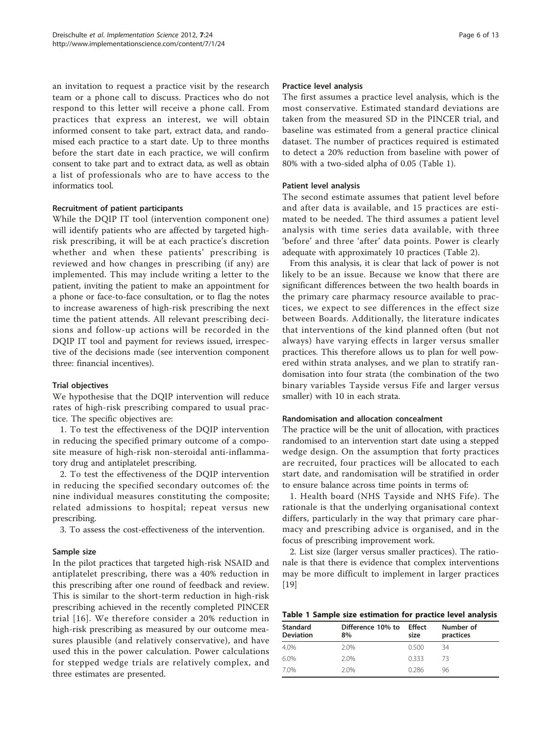an invitation to request a practice visit by the research team or a phone call to discuss. Practices who do not respond to this letter will receive a phone call. From practices that express an interest, we will obtain informed consent to take part, extract data, and randomised each practice to a start date. Up to three months before the start date in each practice, we will confirm consent to take part and to extract data, as well as obtain a list of professionals who are to have access to the informatics tool.

#### Recruitment of patient participants

While the DQIP IT tool (intervention component one) will identify patients who are affected by targeted high-risk prescribing, it will be at each practice's discretion whether and when these patients' prescribing is reviewed and how changes in prescribing (if any) are implemented. This may include writing a letter to the patient, inviting the patient to make an appointment for a phone or face-to-face consultation, or to flag the notes to increase awareness of high-risk prescribing the next time the patient attends. All relevant prescribing decisions and follow-up actions will be recorded in the DQIP IT tool and payment for reviews issued, irrespective of the decisions made (see intervention component three: financial incentives).

#### Trial objectives

We hypothesise that the DQIP intervention will reduce rates of high-risk prescribing compared to usual practice. The specific objectives are:

1. To test the effectiveness of the DQIP intervention in reducing the specified primary outcome of a composite measure of high-risk non-steroidal anti-inflammatory drug and antiplatelet prescribing.

2. To test the effectiveness of the DQIP intervention in reducing the specified secondary outcomes of: the nine individual measures constituting the composite; related admissions to hospital; repeat versus new prescribing.

3. To assess the cost-effectiveness of the intervention.

#### Sample size

In the pilot practices that targeted high-risk NSAID and antiplatelet prescribing, there was a 40% reduction in this prescribing after one round of feedback and review. This is similar to the short-term reduction in high-risk prescribing achieved in the recently completed PINCER trial [16]. We therefore consider a 20% reduction in high-risk prescribing as measured by our outcome measures plausible (and relatively conservative), and have used this in the power calculation. Power calculations for stepped wedge trials are relatively complex, and three estimates are presented.

#### Practice level analysis

The first assumes a practice level analysis, which is the most conservative. Estimated standard deviations are taken from the measured SD in the PINCER trial, and baseline was estimated from a general practice clinical dataset. The number of practices required is estimated to detect a 20% reduction from baseline with power of 80% with a two-sided alpha of 0.05 (Table 1).

#### Patient level analysis

The second estimate assumes that patient level before and after data is available, and 15 practices are estimated to be needed. The third assumes a patient level analysis with time series data available, with three 'before' and three 'after' data points. Power is clearly adequate with approximately 10 practices (Table 2).

From this analysis, it is clear that lack of power is not likely to be an issue. Because we know that there are significant differences between the two health boards in the primary care pharmacy resource available to practices, we expect to see differences in the effect size between Boards. Additionally, the literature indicates that interventions of the kind planned often (but not always) have varying effects in larger versus smaller practices. This therefore allows us to plan for well powered within strata analyses, and we plan to stratify randomisation into four strata (the combination of the two binary variables Tayside versus Fife and larger versus smaller) with 10 in each strata.

#### Randomisation and allocation concealment

The practice will be the unit of allocation, with practices randomised to an intervention start date using a stepped wedge design. On the assumption that forty practices are recruited, four practices will be allocated to each start date, and randomisation will be stratified in order to ensure balance across time points in terms of:

1. Health board (NHS Tayside and NHS Fife). The rationale is that the underlying organisational context differs, particularly in the way that primary care pharmacy and prescribing advice is organised, and in the focus of prescribing improvement work.

2. List size (larger versus smaller practices). The rationale is that there is evidence that complex interventions may be more difficult to implement in larger practices [19]

**Table 1 Sample size estimation for practice level analysis**

| Standard Deviation | Difference 10% to 8% | Effect size | Number of practices |
|---|---|---|---|
| 4.0% | 2.0% | 0.500 | 34 |
| 6.0% | 2.0% | 0.333 | 73 |
| 7.0% | 2.0% | 0.286 | 96 |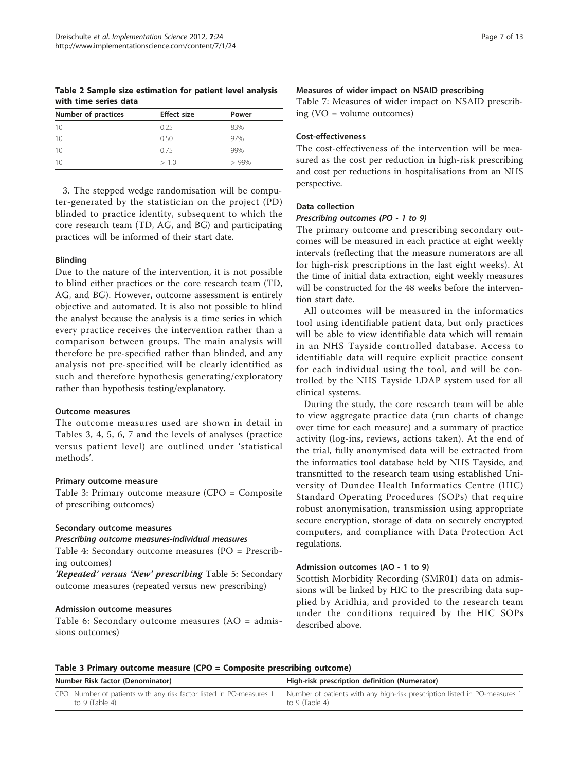Table 2 Sample size estimation for patient level analysis with time series data

| Number of practices | Effect size | Power |
| --- | --- | --- |
| 10 | 0.25 | 83% |
| 10 | 0.50 | 97% |
| 10 | 0.75 | 99% |
| 10 | > 1.0 | > 99% |

3. The stepped wedge randomisation will be computer-generated by the statistician on the project (PD) blinded to practice identity, subsequent to which the core research team (TD, AG, and BG) and participating practices will be informed of their start date.

### Blinding

Due to the nature of the intervention, it is not possible to blind either practices or the core research team (TD, AG, and BG). However, outcome assessment is entirely objective and automated. It is also not possible to blind the analyst because the analysis is a time series in which every practice receives the intervention rather than a comparison between groups. The main analysis will therefore be pre-specified rather than blinded, and any analysis not pre-specified will be clearly identified as such and therefore hypothesis generating/exploratory rather than hypothesis testing/explanatory.

### Outcome measures

The outcome measures used are shown in detail in Tables 3, 4, 5, 6, 7 and the levels of analyses (practice versus patient level) are outlined under 'statistical methods'.

### Primary outcome measure

Table 3: Primary outcome measure (CPO = Composite of prescribing outcomes)

### Secondary outcome measures

#### *Prescribing outcome measures-individual measures*

Table 4: Secondary outcome measures (PO = Prescribing outcomes)

***'Repeated' versus 'New' prescribing*** Table 5: Secondary outcome measures (repeated versus new prescribing)

### Admission outcome measures

Table 6: Secondary outcome measures (AO = admissions outcomes)

### Measures of wider impact on NSAID prescribing

Table 7: Measures of wider impact on NSAID prescribing (VO = volume outcomes)

### Cost-effectiveness

The cost-effectiveness of the intervention will be measured as the cost per reduction in high-risk prescribing and cost per reductions in hospitalisations from an NHS perspective.

### Data collection

#### *Prescribing outcomes (PO - 1 to 9)*

The primary outcome and prescribing secondary outcomes will be measured in each practice at eight weekly intervals (reflecting that the measure numerators are all for high-risk prescriptions in the last eight weeks). At the time of initial data extraction, eight weekly measures will be constructed for the 48 weeks before the intervention start date.

All outcomes will be measured in the informatics tool using identifiable patient data, but only practices will be able to view identifiable data which will remain in an NHS Tayside controlled database. Access to identifiable data will require explicit practice consent for each individual using the tool, and will be controlled by the NHS Tayside LDAP system used for all clinical systems.

During the study, the core research team will be able to view aggregate practice data (run charts of change over time for each measure) and a summary of practice activity (log-ins, reviews, actions taken). At the end of the trial, fully anonymised data will be extracted from the informatics tool database held by NHS Tayside, and transmitted to the research team using established University of Dundee Health Informatics Centre (HIC) Standard Operating Procedures (SOPs) that require robust anonymisation, transmission using appropriate secure encryption, storage of data on securely encrypted computers, and compliance with Data Protection Act regulations.

#### Admission outcomes (AO - 1 to 9)

Scottish Morbidity Recording (SMR01) data on admissions will be linked by HIC to the prescribing data supplied by Aridhia, and provided to the research team under the conditions required by the HIC SOPs described above.

Table 3 Primary outcome measure (CPO = Composite prescribing outcome)

| | Number Risk factor (Denominator) | High-risk prescription definition (Numerator) |
| --- | --- | --- |
| CPO | Number of patients with any risk factor listed in PO-measures 1 to 9 (Table 4) | Number of patients with any high-risk prescription listed in PO-measures 1 to 9 (Table 4) |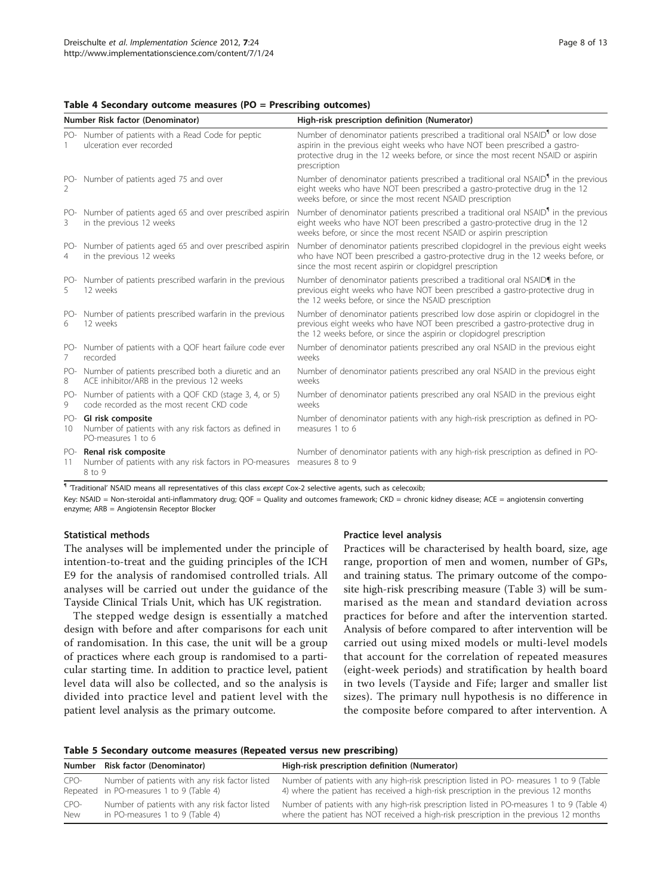**Table 4 Secondary outcome measures (PO = Prescribing outcomes)**

| Number | Risk factor (Denominator) | High-risk prescription definition (Numerator) |
|---|---|---|
| PO-1 | Number of patients with a Read Code for peptic ulceration ever recorded | Number of denominator patients prescribed a traditional oral NSAID[¶] or low dose aspirin in the previous eight weeks who have NOT been prescribed a gastro-protective drug in the 12 weeks before, or since the most recent NSAID or aspirin prescription |
| PO-2 | Number of patients aged 75 and over | Number of denominator patients prescribed a traditional oral NSAID[¶] in the previous eight weeks who have NOT been prescribed a gastro-protective drug in the 12 weeks before, or since the most recent NSAID prescription |
| PO-3 | Number of patients aged 65 and over prescribed aspirin in the previous 12 weeks | Number of denominator patients prescribed a traditional oral NSAID[¶] in the previous eight weeks who have NOT been prescribed a gastro-protective drug in the 12 weeks before, or since the most recent NSAID or aspirin prescription |
| PO-4 | Number of patients aged 65 and over prescribed aspirin in the previous 12 weeks | Number of denominator patients prescribed clopidogrel in the previous eight weeks who have NOT been prescribed a gastro-protective drug in the 12 weeks before, or since the most recent aspirin or clopidgrel prescription |
| PO-5 | Number of patients prescribed warfarin in the previous 12 weeks | Number of denominator patients prescribed a traditional oral NSAID¶ in the previous eight weeks who have NOT been prescribed a gastro-protective drug in the 12 weeks before, or since the NSAID prescription |
| PO-6 | Number of patients prescribed warfarin in the previous 12 weeks | Number of denominator patients prescribed low dose aspirin or clopidogrel in the previous eight weeks who have NOT been prescribed a gastro-protective drug in the 12 weeks before, or since the aspirin or clopidogrel prescription |
| PO-7 | Number of patients with a QOF heart failure code ever recorded | Number of denominator patients prescribed any oral NSAID in the previous eight weeks |
| PO-8 | Number of patients prescribed both a diuretic and an ACE inhibitor/ARB in the previous 12 weeks | Number of denominator patients prescribed any oral NSAID in the previous eight weeks |
| PO-9 | Number of patients with a QOF CKD (stage 3, 4, or 5) code recorded as the most recent CKD code | Number of denominator patients prescribed any oral NSAID in the previous eight weeks |
| PO-10 | **GI risk composite** Number of patients with any risk factors as defined in PO-measures 1 to 6 | Number of denominator patients with any high-risk prescription as defined in PO-measures 1 to 6 |
| PO-11 | **Renal risk composite** Number of patients with any risk factors in PO-measures 8 to 9 | Number of denominator patients with any high-risk prescription as defined in PO-measures 8 to 9 |

[¶] 'Traditional' NSAID means all representatives of this class *except* Cox-2 selective agents, such as celecoxib;

Key: NSAID = Non-steroidal anti-inflammatory drug; QOF = Quality and outcomes framework; CKD = chronic kidney disease; ACE = angiotensin converting enzyme; ARB = Angiotensin Receptor Blocker

### Statistical methods

The analyses will be implemented under the principle of intention-to-treat and the guiding principles of the ICH E9 for the analysis of randomised controlled trials. All analyses will be carried out under the guidance of the Tayside Clinical Trials Unit, which has UK registration.

The stepped wedge design is essentially a matched design with before and after comparisons for each unit of randomisation. In this case, the unit will be a group of practices where each group is randomised to a particular starting time. In addition to practice level, patient level data will also be collected, and so the analysis is divided into practice level and patient level with the patient level analysis as the primary outcome.

### Practice level analysis

Practices will be characterised by health board, size, age range, proportion of men and women, number of GPs, and training status. The primary outcome of the composite high-risk prescribing measure (Table 3) will be summarised as the mean and standard deviation across practices for before and after the intervention started. Analysis of before compared to after intervention will be carried out using mixed models or multi-level models that account for the correlation of repeated measures (eight-week periods) and stratification by health board in two levels (Tayside and Fife; larger and smaller list sizes). The primary null hypothesis is no difference in the composite before compared to after intervention. A

**Table 5 Secondary outcome measures (Repeated versus new prescribing)**

| Number | Risk factor (Denominator) | High-risk prescription definition (Numerator) |
|---|---|---|
| CPO-Repeated | Number of patients with any risk factor listed in PO-measures 1 to 9 (Table 4) | Number of patients with any high-risk prescription listed in PO- measures 1 to 9 (Table 4) where the patient has received a high-risk prescription in the previous 12 months |
| CPO-New | Number of patients with any risk factor listed in PO-measures 1 to 9 (Table 4) | Number of patients with any high-risk prescription listed in PO-measures 1 to 9 (Table 4) where the patient has NOT received a high-risk prescription in the previous 12 months |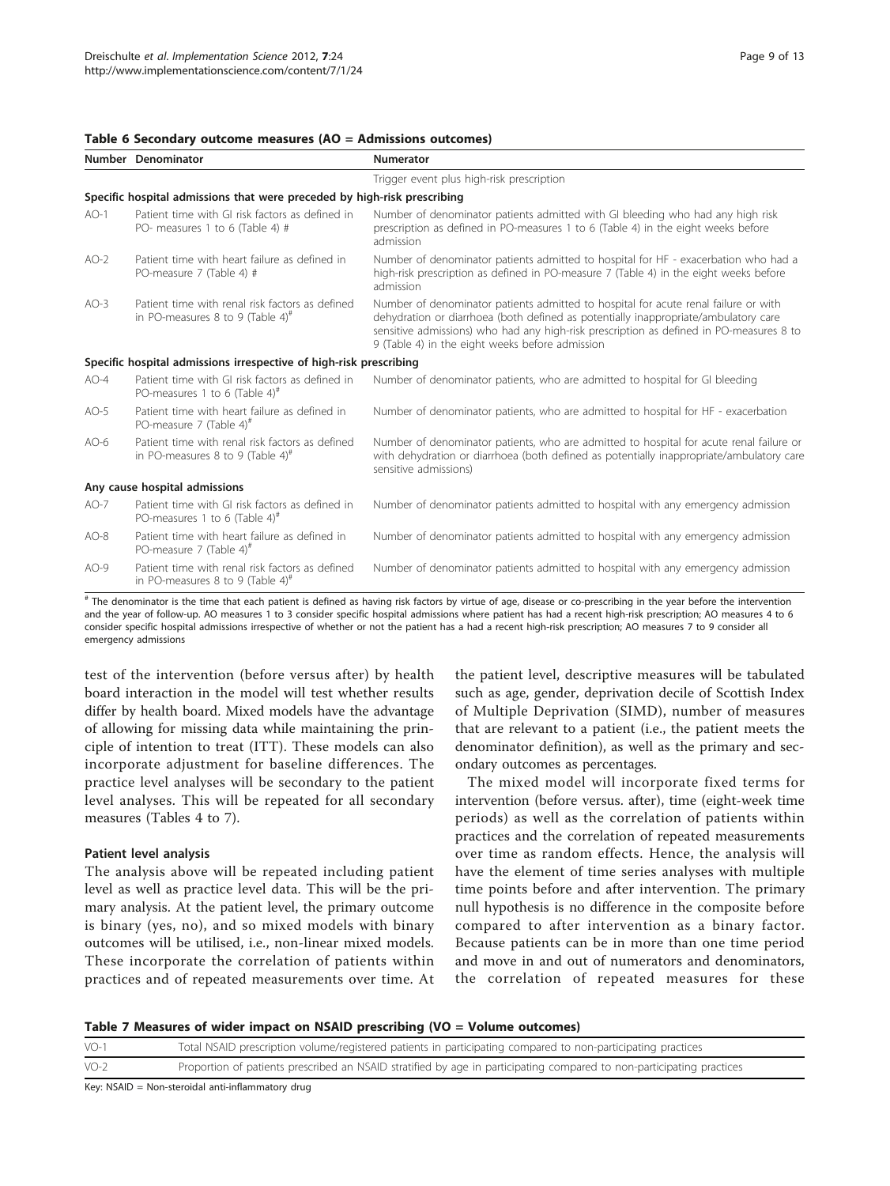**Table 6 Secondary outcome measures (AO = Admissions outcomes)**

| Number | Denominator | Numerator |
| --- | --- | --- |
| | | Trigger event plus high-risk prescription |
| **Specific hospital admissions that were preceded by high-risk prescribing** | | |
| AO-1 | Patient time with GI risk factors as defined in PO- measures 1 to 6 (Table 4) # | Number of denominator patients admitted with GI bleeding who had any high risk prescription as defined in PO-measures 1 to 6 (Table 4) in the eight weeks before admission |
| AO-2 | Patient time with heart failure as defined in PO-measure 7 (Table 4) # | Number of denominator patients admitted to hospital for HF - exacerbation who had a high-risk prescription as defined in PO-measure 7 (Table 4) in the eight weeks before admission |
| AO-3 | Patient time with renal risk factors as defined in PO-measures 8 to 9 (Table 4)# | Number of denominator patients admitted to hospital for acute renal failure or with dehydration or diarrhoea (both defined as potentially inappropriate/ambulatory care sensitive admissions) who had any high-risk prescription as defined in PO-measures 8 to 9 (Table 4) in the eight weeks before admission |
| **Specific hospital admissions irrespective of high-risk prescribing** | | |
| AO-4 | Patient time with GI risk factors as defined in PO-measures 1 to 6 (Table 4)# | Number of denominator patients, who are admitted to hospital for GI bleeding |
| AO-5 | Patient time with heart failure as defined in PO-measure 7 (Table 4)# | Number of denominator patients, who are admitted to hospital for HF - exacerbation |
| AO-6 | Patient time with renal risk factors as defined in PO-measures 8 to 9 (Table 4)# | Number of denominator patients, who are admitted to hospital for acute renal failure or with dehydration or diarrhoea (both defined as potentially inappropriate/ambulatory care sensitive admissions) |
| **Any cause hospital admissions** | | |
| AO-7 | Patient time with GI risk factors as defined in PO-measures 1 to 6 (Table 4)# | Number of denominator patients admitted to hospital with any emergency admission |
| AO-8 | Patient time with heart failure as defined in PO-measure 7 (Table 4)# | Number of denominator patients admitted to hospital with any emergency admission |
| AO-9 | Patient time with renal risk factors as defined in PO-measures 8 to 9 (Table 4)# | Number of denominator patients admitted to hospital with any emergency admission |

# The denominator is the time that each patient is defined as having risk factors by virtue of age, disease or co-prescribing in the year before the intervention and the year of follow-up. AO measures 1 to 3 consider specific hospital admissions where patient has had a recent high-risk prescription; AO measures 4 to 6 consider specific hospital admissions irrespective of whether or not the patient has a had a recent high-risk prescription; AO measures 7 to 9 consider all emergency admissions

test of the intervention (before versus after) by health board interaction in the model will test whether results differ by health board. Mixed models have the advantage of allowing for missing data while maintaining the principle of intention to treat (ITT). These models can also incorporate adjustment for baseline differences. The practice level analyses will be secondary to the patient level analyses. This will be repeated for all secondary measures (Tables 4 to 7).

### Patient level analysis

The analysis above will be repeated including patient level as well as practice level data. This will be the primary analysis. At the patient level, the primary outcome is binary (yes, no), and so mixed models with binary outcomes will be utilised, i.e., non-linear mixed models. These incorporate the correlation of patients within practices and of repeated measurements over time. At the patient level, descriptive measures will be tabulated such as age, gender, deprivation decile of Scottish Index of Multiple Deprivation (SIMD), number of measures that are relevant to a patient (i.e., the patient meets the denominator definition), as well as the primary and secondary outcomes as percentages.

The mixed model will incorporate fixed terms for intervention (before versus. after), time (eight-week time periods) as well as the correlation of patients within practices and the correlation of repeated measurements over time as random effects. Hence, the analysis will have the element of time series analyses with multiple time points before and after intervention. The primary null hypothesis is no difference in the composite before compared to after intervention as a binary factor. Because patients can be in more than one time period and move in and out of numerators and denominators, the correlation of repeated measures for these

**Table 7 Measures of wider impact on NSAID prescribing (VO = Volume outcomes)**

| | |
| --- | --- |
| VO-1 | Total NSAID prescription volume/registered patients in participating compared to non-participating practices |
| VO-2 | Proportion of patients prescribed an NSAID stratified by age in participating compared to non-participating practices |

Key: NSAID = Non-steroidal anti-inflammatory drug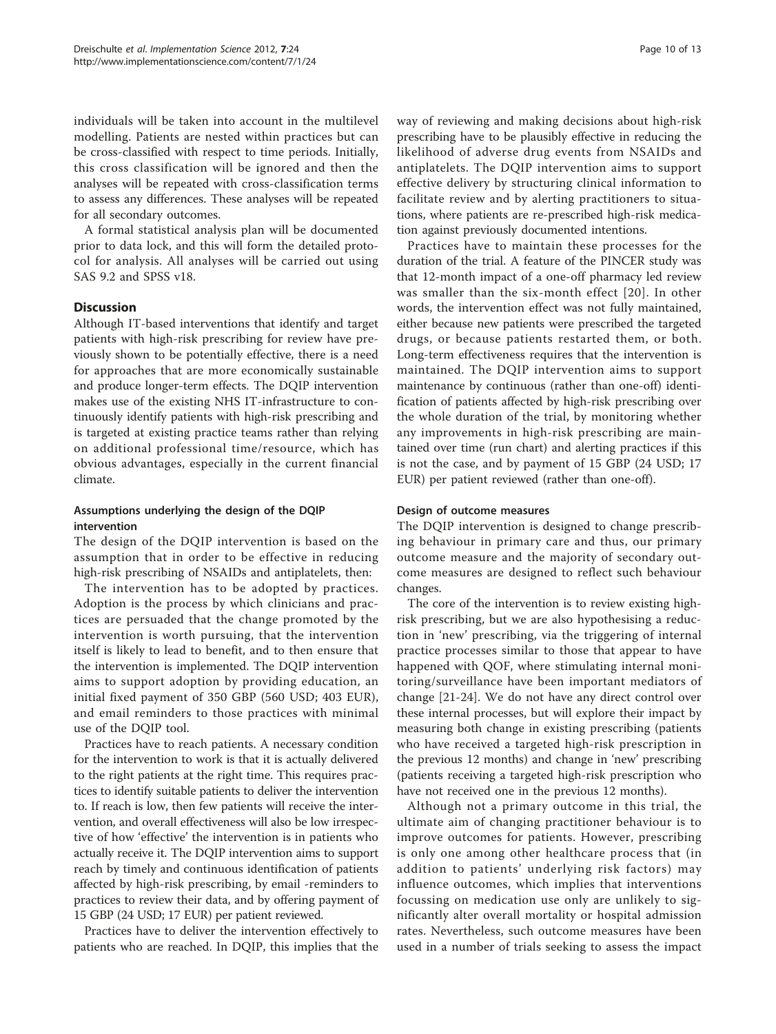individuals will be taken into account in the multilevel modelling. Patients are nested within practices but can be cross-classified with respect to time periods. Initially, this cross classification will be ignored and then the analyses will be repeated with cross-classification terms to assess any differences. These analyses will be repeated for all secondary outcomes.

A formal statistical analysis plan will be documented prior to data lock, and this will form the detailed protocol for analysis. All analyses will be carried out using SAS 9.2 and SPSS v18.

## Discussion

Although IT-based interventions that identify and target patients with high-risk prescribing for review have previously shown to be potentially effective, there is a need for approaches that are more economically sustainable and produce longer-term effects. The DQIP intervention makes use of the existing NHS IT-infrastructure to continuously identify patients with high-risk prescribing and is targeted at existing practice teams rather than relying on additional professional time/resource, which has obvious advantages, especially in the current financial climate.

### Assumptions underlying the design of the DQIP intervention

The design of the DQIP intervention is based on the assumption that in order to be effective in reducing high-risk prescribing of NSAIDs and antiplatelets, then:

The intervention has to be adopted by practices. Adoption is the process by which clinicians and practices are persuaded that the change promoted by the intervention is worth pursuing, that the intervention itself is likely to lead to benefit, and to then ensure that the intervention is implemented. The DQIP intervention aims to support adoption by providing education, an initial fixed payment of 350 GBP (560 USD; 403 EUR), and email reminders to those practices with minimal use of the DQIP tool.

Practices have to reach patients. A necessary condition for the intervention to work is that it is actually delivered to the right patients at the right time. This requires practices to identify suitable patients to deliver the intervention to. If reach is low, then few patients will receive the intervention, and overall effectiveness will also be low irrespective of how 'effective' the intervention is in patients who actually receive it. The DQIP intervention aims to support reach by timely and continuous identification of patients affected by high-risk prescribing, by email -reminders to practices to review their data, and by offering payment of 15 GBP (24 USD; 17 EUR) per patient reviewed.

Practices have to deliver the intervention effectively to patients who are reached. In DQIP, this implies that the way of reviewing and making decisions about high-risk prescribing have to be plausibly effective in reducing the likelihood of adverse drug events from NSAIDs and antiplatelets. The DQIP intervention aims to support effective delivery by structuring clinical information to facilitate review and by alerting practitioners to situations, where patients are re-prescribed high-risk medication against previously documented intentions.

Practices have to maintain these processes for the duration of the trial. A feature of the PINCER study was that 12-month impact of a one-off pharmacy led review was smaller than the six-month effect [20]. In other words, the intervention effect was not fully maintained, either because new patients were prescribed the targeted drugs, or because patients restarted them, or both. Long-term effectiveness requires that the intervention is maintained. The DQIP intervention aims to support maintenance by continuous (rather than one-off) identification of patients affected by high-risk prescribing over the whole duration of the trial, by monitoring whether any improvements in high-risk prescribing are maintained over time (run chart) and alerting practices if this is not the case, and by payment of 15 GBP (24 USD; 17 EUR) per patient reviewed (rather than one-off).

### Design of outcome measures

The DQIP intervention is designed to change prescribing behaviour in primary care and thus, our primary outcome measure and the majority of secondary outcome measures are designed to reflect such behaviour changes.

The core of the intervention is to review existing high-risk prescribing, but we are also hypothesising a reduction in 'new' prescribing, via the triggering of internal practice processes similar to those that appear to have happened with QOF, where stimulating internal monitoring/surveillance have been important mediators of change [21-24]. We do not have any direct control over these internal processes, but will explore their impact by measuring both change in existing prescribing (patients who have received a targeted high-risk prescription in the previous 12 months) and change in 'new' prescribing (patients receiving a targeted high-risk prescription who have not received one in the previous 12 months).

Although not a primary outcome in this trial, the ultimate aim of changing practitioner behaviour is to improve outcomes for patients. However, prescribing is only one among other healthcare process that (in addition to patients' underlying risk factors) may influence outcomes, which implies that interventions focussing on medication use only are unlikely to significantly alter overall mortality or hospital admission rates. Nevertheless, such outcome measures have been used in a number of trials seeking to assess the impact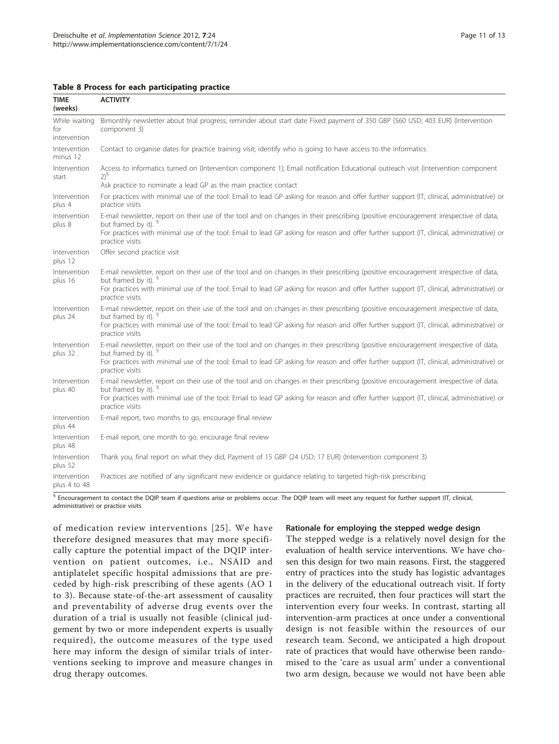**Table 8 Process for each participating practice**

| TIME (weeks) | ACTIVITY |
| --- | --- |
| While waiting for intervention | Bimonthly newsletter about trial progress; reminder about start date Fixed payment of 350 GBP (560 USD; 403 EUR) (Intervention component 3) |
| Intervention minus 12 | Contact to organise dates for practice training visit; identify who is going to have access to the informatics |
| Intervention start | Access to informatics turned on (Intervention component 1); Email notification Educational outreach visit (Intervention component 2)[§] Ask practice to nominate a lead GP as the main practice contact |
| Intervention plus 4 | For practices with minimal use of the tool: Email to lead GP asking for reason and offer further support (IT, clinical, administrative) or practice visits |
| Intervention plus 8 | E-mail newsletter, report on their use of the tool and on changes in their prescribing (positive encouragement irrespective of data, but framed by it). [§] For practices with minimal use of the tool: Email to lead GP asking for reason and offer further support (IT, clinical, administrative) or practice visits |
| Intervention plus 12 | Offer second practice visit |
| Intervention plus 16 | E-mail newsletter, report on their use of the tool and on changes in their prescribing (positive encouragement irrespective of data, but framed by it). [§] For practices with minimal use of the tool: Email to lead GP asking for reason and offer further support (IT, clinical, administrative) or practice visits |
| Intervention plus 24 | E-mail newsletter, report on their use of the tool and on changes in their prescribing (positive encouragement irrespective of data, but framed by it). [§] For practices with minimal use of the tool: Email to lead GP asking for reason and offer further support (IT, clinical, administrative) or practice visits |
| Intervention plus 32 | E-mail newsletter, report on their use of the tool and on changes in their prescribing (positive encouragement irrespective of data, but framed by it). [§] For practices with minimal use of the tool: Email to lead GP asking for reason and offer further support (IT, clinical, administrative) or practice visits |
| Intervention plus 40 | E-mail newsletter, report on their use of the tool and on changes in their prescribing (positive encouragement irrespective of data, but framed by it). [§] For practices with minimal use of the tool: Email to lead GP asking for reason and offer further support (IT, clinical, administrative) or practice visits |
| Intervention plus 44 | E-mail report, two months to go, encourage final review |
| Intervention plus 48 | E-mail report, one month to go, encourage final review |
| Intervention plus 52 | Thank you, final report on what they did, Payment of 15 GBP (24 USD; 17 EUR) (Intervention component 3) |
| Intervention plus 4 to 48 | Practices are notified of any significant new evidence or guidance relating to targeted high-risk prescribing |

[§] Encouragement to contact the DQIP team if questions arise or problems occur. The DQIP team will meet any request for further support (IT, clinical, administrative) or practice visits

of medication review interventions [25]. We have therefore designed measures that may more specifically capture the potential impact of the DQIP intervention on patient outcomes, i.e., NSAID and antiplatelet specific hospital admissions that are preceded by high-risk prescribing of these agents (AO 1 to 3). Because state-of-the-art assessment of causality and preventability of adverse drug events over the duration of a trial is usually not feasible (clinical judgement by two or more independent experts is usually required), the outcome measures of the type used here may inform the design of similar trials of interventions seeking to improve and measure changes in drug therapy outcomes.

### Rationale for employing the stepped wedge design

The stepped wedge is a relatively novel design for the evaluation of health service interventions. We have chosen this design for two main reasons. First, the staggered entry of practices into the study has logistic advantages in the delivery of the educational outreach visit. If forty practices are recruited, then four practices will start the intervention every four weeks. In contrast, starting all intervention-arm practices at once under a conventional design is not feasible within the resources of our research team. Second, we anticipated a high dropout rate of practices that would have otherwise been randomised to the 'care as usual arm' under a conventional two arm design, because we would not have been able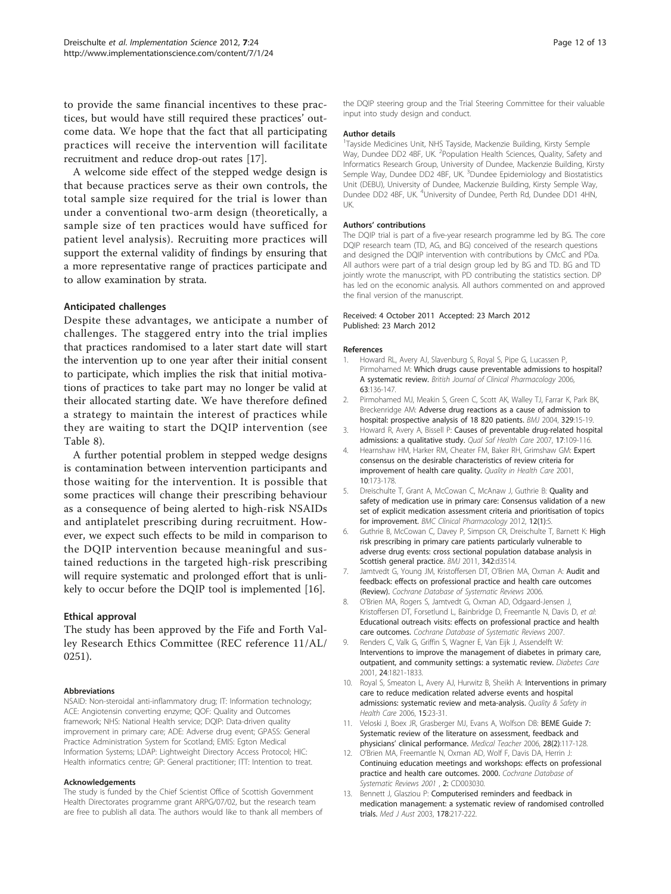to provide the same financial incentives to these practices, but would have still required these practices' outcome data. We hope that the fact that all participating practices will receive the intervention will facilitate recruitment and reduce drop-out rates [17].

A welcome side effect of the stepped wedge design is that because practices serve as their own controls, the total sample size required for the trial is lower than under a conventional two-arm design (theoretically, a sample size of ten practices would have sufficed for patient level analysis). Recruiting more practices will support the external validity of findings by ensuring that a more representative range of practices participate and to allow examination by strata.

### Anticipated challenges

Despite these advantages, we anticipate a number of challenges. The staggered entry into the trial implies that practices randomised to a later start date will start the intervention up to one year after their initial consent to participate, which implies the risk that initial motivations of practices to take part may no longer be valid at their allocated starting date. We have therefore defined a strategy to maintain the interest of practices while they are waiting to start the DQIP intervention (see Table 8).

A further potential problem in stepped wedge designs is contamination between intervention participants and those waiting for the intervention. It is possible that some practices will change their prescribing behaviour as a consequence of being alerted to high-risk NSAIDs and antiplatelet prescribing during recruitment. However, we expect such effects to be mild in comparison to the DQIP intervention because meaningful and sustained reductions in the targeted high-risk prescribing will require systematic and prolonged effort that is unlikely to occur before the DQIP tool is implemented [16].

### Ethical approval

The study has been approved by the Fife and Forth Valley Research Ethics Committee (REC reference 11/AL/0251).

#### Abbreviations

NSAID: Non-steroidal anti-inflammatory drug; IT: Information technology; ACE: Angiotensin converting enzyme; QOF: Quality and Outcomes framework; NHS: National Health service; DQIP: Data-driven quality improvement in primary care; ADE: Adverse drug event; GPASS: General Practice Administration System for Scotland; EMIS: Egton Medical Information Systems; LDAP: Lightweight Directory Access Protocol; HIC: Health informatics centre; GP: General practitioner; ITT: Intention to treat.

#### Acknowledgements

The study is funded by the Chief Scientist Office of Scottish Government Health Directorates programme grant ARPG/07/02, but the research team are free to publish all data. The authors would like to thank all members of the DQIP steering group and the Trial Steering Committee for their valuable input into study design and conduct.

#### Author details

[1]Tayside Medicines Unit, NHS Tayside, Mackenzie Building, Kirsty Semple Way, Dundee DD2 4BF, UK. [2]Population Health Sciences, Quality, Safety and Informatics Research Group, University of Dundee, Mackenzie Building, Kirsty Semple Way, Dundee DD2 4BF, UK. [3]Dundee Epidemiology and Biostatistics Unit (DEBU), University of Dundee, Mackenzie Building, Kirsty Semple Way, Dundee DD2 4BF, UK. [4]University of Dundee, Perth Rd, Dundee DD1 4HN, UK.

#### Authors' contributions

The DQIP trial is part of a five-year research programme led by BG. The core DQIP research team (TD, AG, and BG) conceived of the research questions and designed the DQIP intervention with contributions by CMcC and PDa. All authors were part of a trial design group led by BG and TD. BG and TD jointly wrote the manuscript, with PD contributing the statistics section. DP has led on the economic analysis. All authors commented on and approved the final version of the manuscript.

Received: 4 October 2011 Accepted: 23 March 2012
Published: 23 March 2012

#### References

1. Howard RL, Avery AJ, Slavenburg S, Royal S, Pipe G, Lucassen P, Pirmohamed M: **Which drugs cause preventable admissions to hospital? A systematic review.** *British Journal of Clinical Pharmacology* 2006, **63**:136-147.
2. Pirmohamed MJ, Meakin S, Green C, Scott AK, Walley TJ, Farrar K, Park BK, Breckenridge AM: **Adverse drug reactions as a cause of admission to hospital: prospective analysis of 18 820 patients.** *BMJ* 2004, **329**:15-19.
3. Howard R, Avery A, Bissell P: **Causes of preventable drug-related hospital admissions: a qualitative study.** *Qual Saf Health Care* 2007, **17**:109-116.
4. Hearnshaw HM, Harker RM, Cheater FM, Baker RH, Grimshaw GM: **Expert consensus on the desirable characteristics of review criteria for improvement of health care quality.** *Quality in Health Care* 2001, **10**:173-178.
5. Dreischulte T, Grant A, McCowan C, McAnaw J, Guthrie B: **Quality and safety of medication use in primary care: Consensus validation of a new set of explicit medication assessment criteria and prioritisation of topics for improvement.** *BMC Clinical Pharmacology* 2012, **12(1)**:5.
6. Guthrie B, McCowan C, Davey P, Simpson CR, Dreischulte T, Barnett K: **High risk prescribing in primary care patients particularly vulnerable to adverse drug events: cross sectional population database analysis in Scottish general practice.** *BMJ* 2011, **342**:d3514.
7. Jamtvedt G, Young JM, Kristoffersen DT, O'Brien MA, Oxman A: **Audit and feedback: effects on professional practice and health care outcomes (Review).** *Cochrane Database of Systematic Reviews* 2006.
8. O'Brien MA, Rogers S, Jamtvedt G, Oxman AD, Odgaard-Jensen J, Kristoffersen DT, Forsetlund L, Bainbridge D, Freemantle N, Davis D, *et al*: **Educational outreach visits: effects on professional practice and health care outcomes.** *Cochrane Database of Systematic Reviews* 2007.
9. Renders C, Valk G, Griffin S, Wagner E, Van Eijk J, Assendelft W: **Interventions to improve the management of diabetes in primary care, outpatient, and community settings: a systematic review.** *Diabetes Care* 2001, **24**:1821-1833.
10. Royal S, Smeaton L, Avery AJ, Hurwitz B, Sheikh A: **Interventions in primary care to reduce medication related adverse events and hospital admissions: systematic review and meta-analysis.** *Quality & Safety in Health Care* 2006, **15**:23-31.
11. Veloski J, Boex JR, Grasberger MJ, Evans A, Wolfson DB: **BEME Guide 7: Systematic review of the literature on assessment, feedback and physicians' clinical performance.** *Medical Teacher* 2006, **28(2)**:117-128.
12. O'Brien MA, Freemantle N, Oxman AD, Wolf F, Davis DA, Herrin J: **Continuing education meetings and workshops: effects on professional practice and health care outcomes. 2000.** *Cochrane Database of Systematic Reviews 2001* , **2**: CD003030.
13. Bennett J, Glasziou P: **Computerised reminders and feedback in medication management: a systematic review of randomised controlled trials.** *Med J Aust* 2003, **178**:217-222.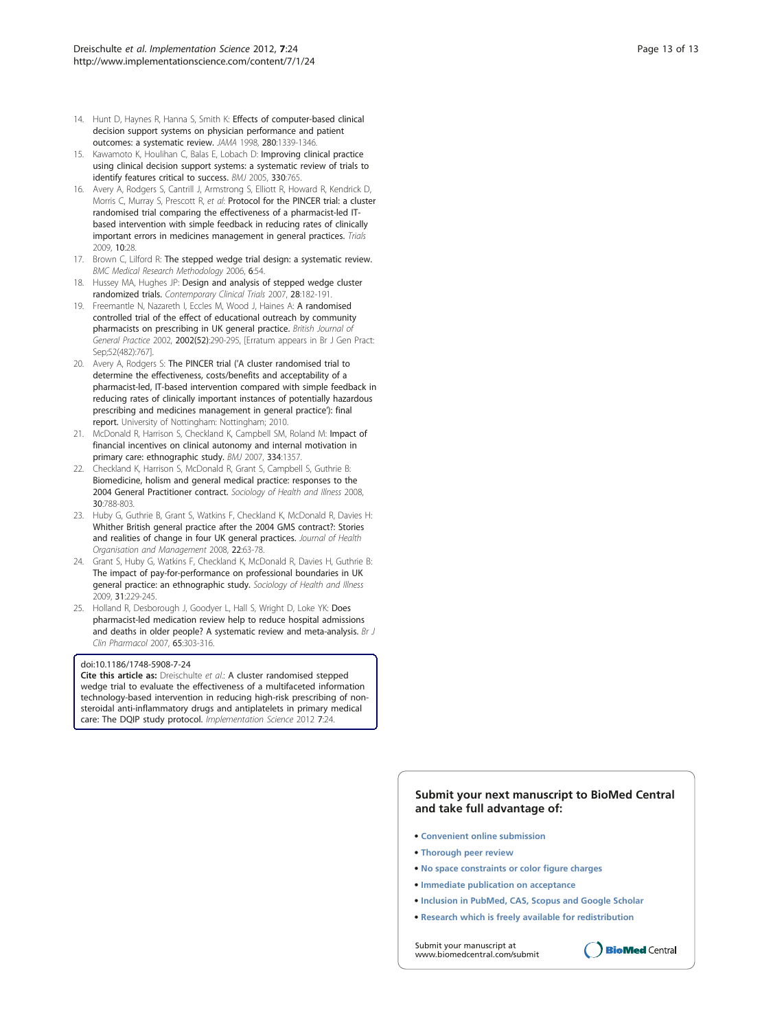14. Hunt D, Haynes R, Hanna S, Smith K: **Effects of computer-based clinical decision support systems on physician performance and patient outcomes: a systematic review.** *JAMA* 1998, **280**:1339-1346.
15. Kawamoto K, Houlihan C, Balas E, Lobach D: **Improving clinical practice using clinical decision support systems: a systematic review of trials to identify features critical to success.** *BMJ* 2005, **330**:765.
16. Avery A, Rodgers S, Cantrill J, Armstrong S, Elliott R, Howard R, Kendrick D, Morris C, Murray S, Prescott R, *et al*: **Protocol for the PINCER trial: a cluster randomised trial comparing the effectiveness of a pharmacist-led IT-based intervention with simple feedback in reducing rates of clinically important errors in medicines management in general practices.** *Trials* 2009, **10**:28.
17. Brown C, Lilford R: **The stepped wedge trial design: a systematic review.** *BMC Medical Research Methodology* 2006, **6**:54.
18. Hussey MA, Hughes JP: **Design and analysis of stepped wedge cluster randomized trials.** *Contemporary Clinical Trials* 2007, **28**:182-191.
19. Freemantle N, Nazareth I, Eccles M, Wood J, Haines A: **A randomised controlled trial of the effect of educational outreach by community pharmacists on prescribing in UK general practice.** *British Journal of General Practice* 2002, **2002(52)**:290-295, [Erratum appears in Br J Gen Pract: Sep;52(482):767].
20. Avery A, Rodgers S: **The PINCER trial ('A cluster randomised trial to determine the effectiveness, costs/benefits and acceptability of a pharmacist-led, IT-based intervention compared with simple feedback in reducing rates of clinically important instances of potentially hazardous prescribing and medicines management in general practice'): final report.** University of Nottingham: Nottingham; 2010.
21. McDonald R, Harrison S, Checkland K, Campbell SM, Roland M: **Impact of financial incentives on clinical autonomy and internal motivation in primary care: ethnographic study.** *BMJ* 2007, **334**:1357.
22. Checkland K, Harrison S, McDonald R, Grant S, Campbell S, Guthrie B: **Biomedicine, holism and general medical practice: responses to the 2004 General Practitioner contract.** *Sociology of Health and Illness* 2008, **30**:788-803.
23. Huby G, Guthrie B, Grant S, Watkins F, Checkland K, McDonald R, Davies H: **Whither British general practice after the 2004 GMS contract?: Stories and realities of change in four UK general practices.** *Journal of Health Organisation and Management* 2008, **22**:63-78.
24. Grant S, Huby G, Watkins F, Checkland K, McDonald R, Davies H, Guthrie B: **The impact of pay-for-performance on professional boundaries in UK general practice: an ethnographic study.** *Sociology of Health and Illness* 2009, **31**:229-245.
25. Holland R, Desborough J, Goodyer L, Hall S, Wright D, Loke YK: **Does pharmacist-led medication review help to reduce hospital admissions and deaths in older people? A systematic review and meta-analysis.** *Br J Clin Pharmacol* 2007, **65**:303-316.

doi:10.1186/1748-5908-7-24

**Cite this article as:** Dreischulte *et al.*: A cluster randomised stepped wedge trial to evaluate the effectiveness of a multifaceted information technology-based intervention in reducing high-risk prescribing of non-steroidal anti-inflammatory drugs and antiplatelets in primary medical care: The DQIP study protocol. *Implementation Science* 2012 **7**:24.

**Submit your next manuscript to BioMed Central and take full advantage of:**

- **Convenient online submission**
- **Thorough peer review**
- **No space constraints or color figure charges**
- **Immediate publication on acceptance**
- **Inclusion in PubMed, CAS, Scopus and Google Scholar**
- **Research which is freely available for redistribution**

Submit your manuscript at www.biomedcentral.com/submit